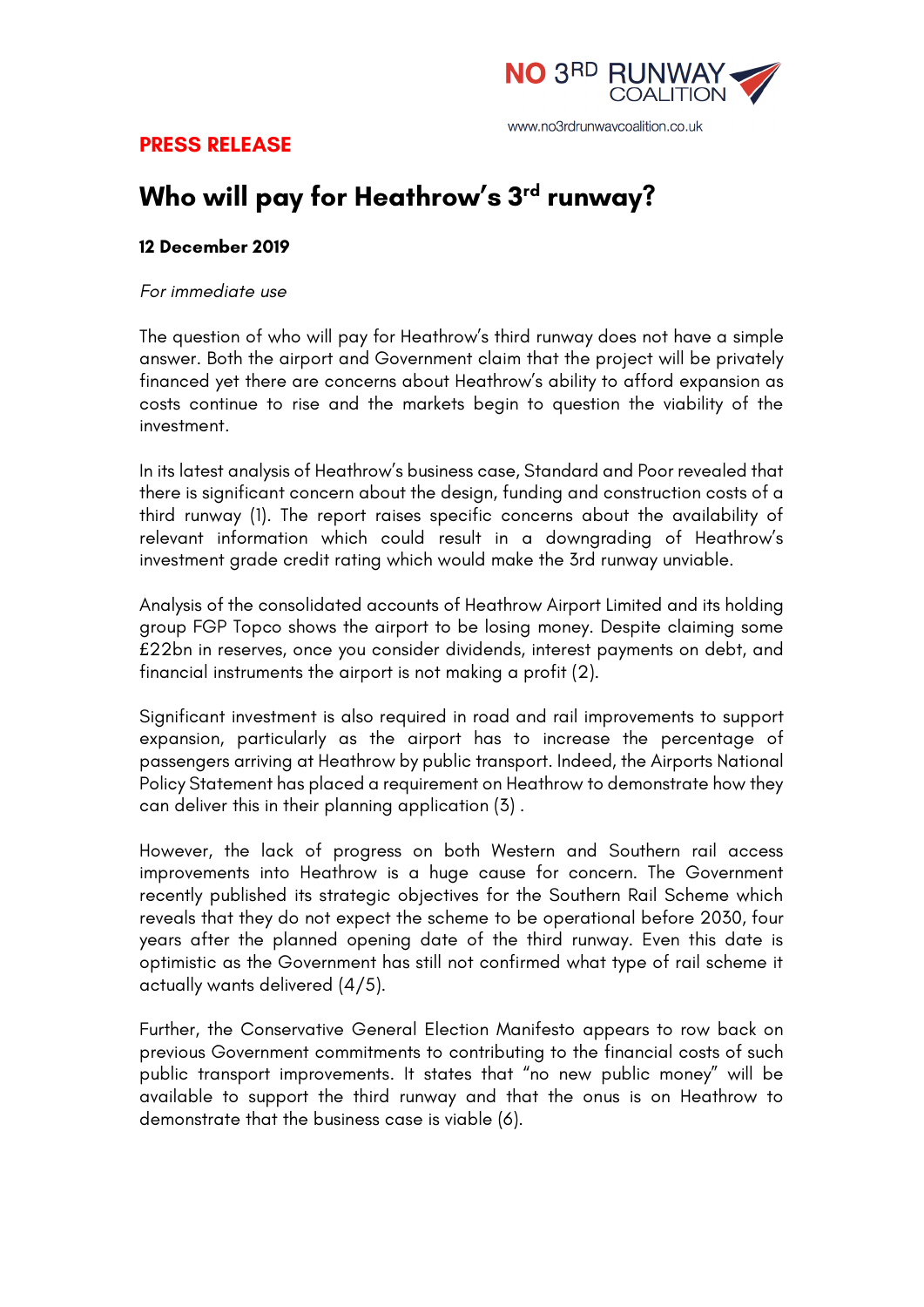NO 3RD RUNWAY COALITION

www.no3rdrunwaycoalition.co.uk

**PRESS RELEASE**

# Who will pay for Heathrow's 3rd runway?

**12 December 2019**

*For immediate use*

The question of who will pay for Heathrow's third runway does not have a simple answer. Both the airport and Government claim that the project will be privately financed yet there are concerns about Heathrow's ability to afford expansion as costs continue to rise and the markets begin to question the viability of the investment.

In its latest analysis of Heathrow's business case, Standard and Poor revealed that there is significant concern about the design, funding and construction costs of a third runway (1). The report raises specific concerns about the availability of relevant information which could result in a downgrading of Heathrow's investment grade credit rating which would make the 3rd runway unviable.

Analysis of the consolidated accounts of Heathrow Airport Limited and its holding group FGP Topco shows the airport to be losing money. Despite claiming some £22bn in reserves, once you consider dividends, interest payments on debt, and financial instruments the airport is not making a profit (2).

Significant investment is also required in road and rail improvements to support expansion, particularly as the airport has to increase the percentage of passengers arriving at Heathrow by public transport. Indeed, the Airports National Policy Statement has placed a requirement on Heathrow to demonstrate how they can deliver this in their planning application (3) .

However, the lack of progress on both Western and Southern rail access improvements into Heathrow is a huge cause for concern. The Government recently published its strategic objectives for the Southern Rail Scheme which reveals that they do not expect the scheme to be operational before 2030, four years after the planned opening date of the third runway. Even this date is optimistic as the Government has still not confirmed what type of rail scheme it actually wants delivered (4/5).

Further, the Conservative General Election Manifesto appears to row back on previous Government commitments to contributing to the financial costs of such public transport improvements. It states that "no new public money" will be available to support the third runway and that the onus is on Heathrow to demonstrate that the business case is viable (6).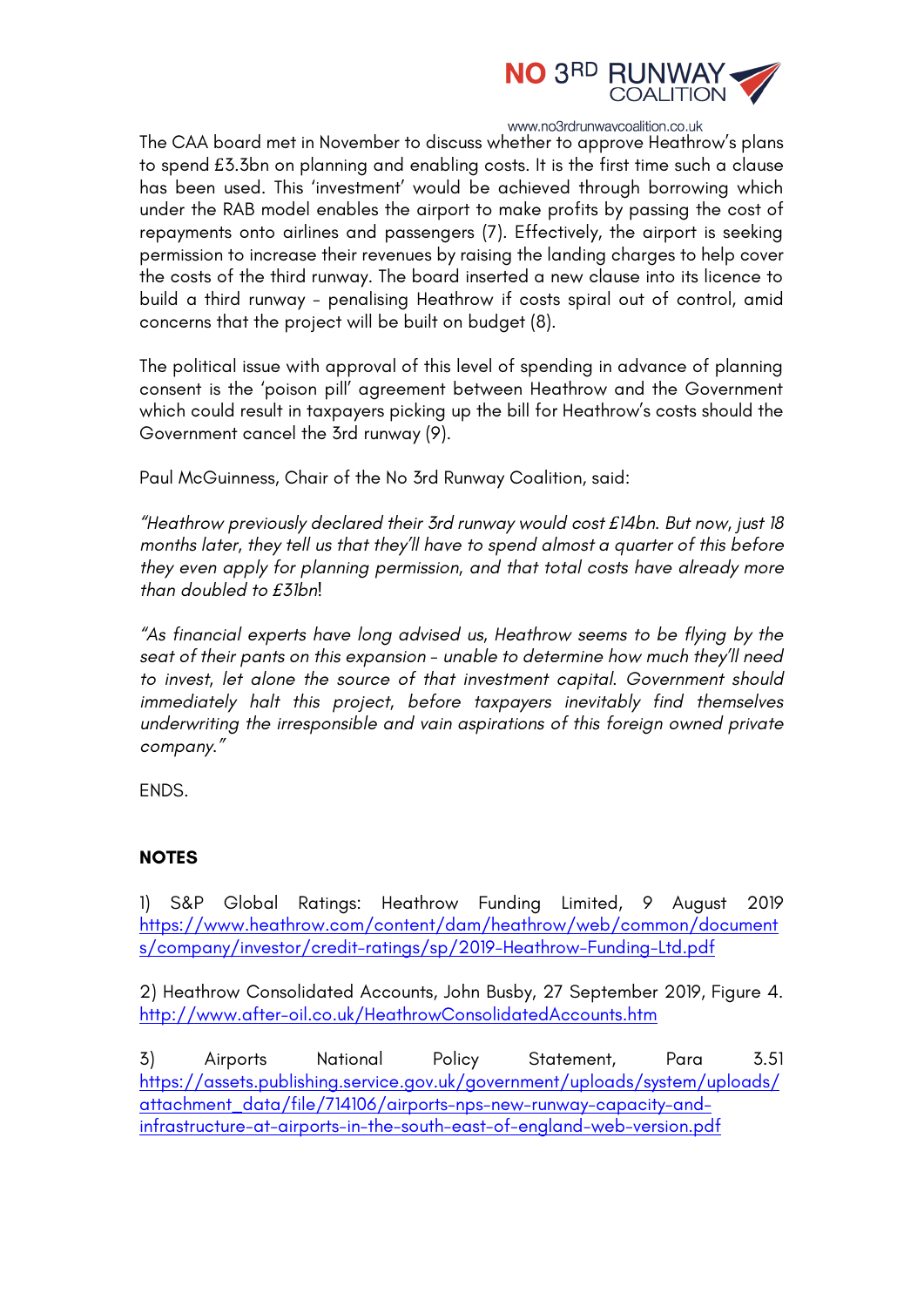The CAA board met in November to discuss whether to approve Heathrow's plans to spend £3.3bn on planning and enabling costs. It is the first time such a clause has been used. This 'investment' would be achieved through borrowing which under the RAB model enables the airport to make profits by passing the cost of repayments onto airlines and passengers (7). Effectively, the airport is seeking permission to increase their revenues by raising the landing charges to help cover the costs of the third runway. The board inserted a new clause into its licence to build a third runway – penalising Heathrow if costs spiral out of control, amid concerns that the project will be built on budget (8).

The political issue with approval of this level of spending in advance of planning consent is the 'poison pill' agreement between Heathrow and the Government which could result in taxpayers picking up the bill for Heathrow's costs should the Government cancel the 3rd runway (9).

Paul McGuinness, Chair of the No 3rd Runway Coalition, said:

*"Heathrow previously declared their 3rd runway would cost £14bn. But now, just 18 months later, they tell us that they'll have to spend almost a quarter of this before they even apply for planning permission, and that total costs have already more than doubled to £31bn!*

*"As financial experts have long advised us, Heathrow seems to be flying by the seat of their pants on this expansion – unable to determine how much they'll need to invest, let alone the source of that investment capital. Government should immediately halt this project, before taxpayers inevitably find themselves underwriting the irresponsible and vain aspirations of this foreign owned private company."*

ENDS.

**NOTES**

1) S&P Global Ratings: Heathrow Funding Limited, 9 August 2019 https://www.heathrow.com/content/dam/heathrow/web/common/documents/company/investor/credit-ratings/sp/2019-Heathrow-Funding-Ltd.pdf

2) Heathrow Consolidated Accounts, John Busby, 27 September 2019, Figure 4. http://www.after-oil.co.uk/HeathrowConsolidatedAccounts.htm

3) Airports National Policy Statement, Para 3.51 https://assets.publishing.service.gov.uk/government/uploads/system/uploads/attachment_data/file/714106/airports-nps-new-runway-capacity-and-infrastructure-at-airports-in-the-south-east-of-england-web-version.pdf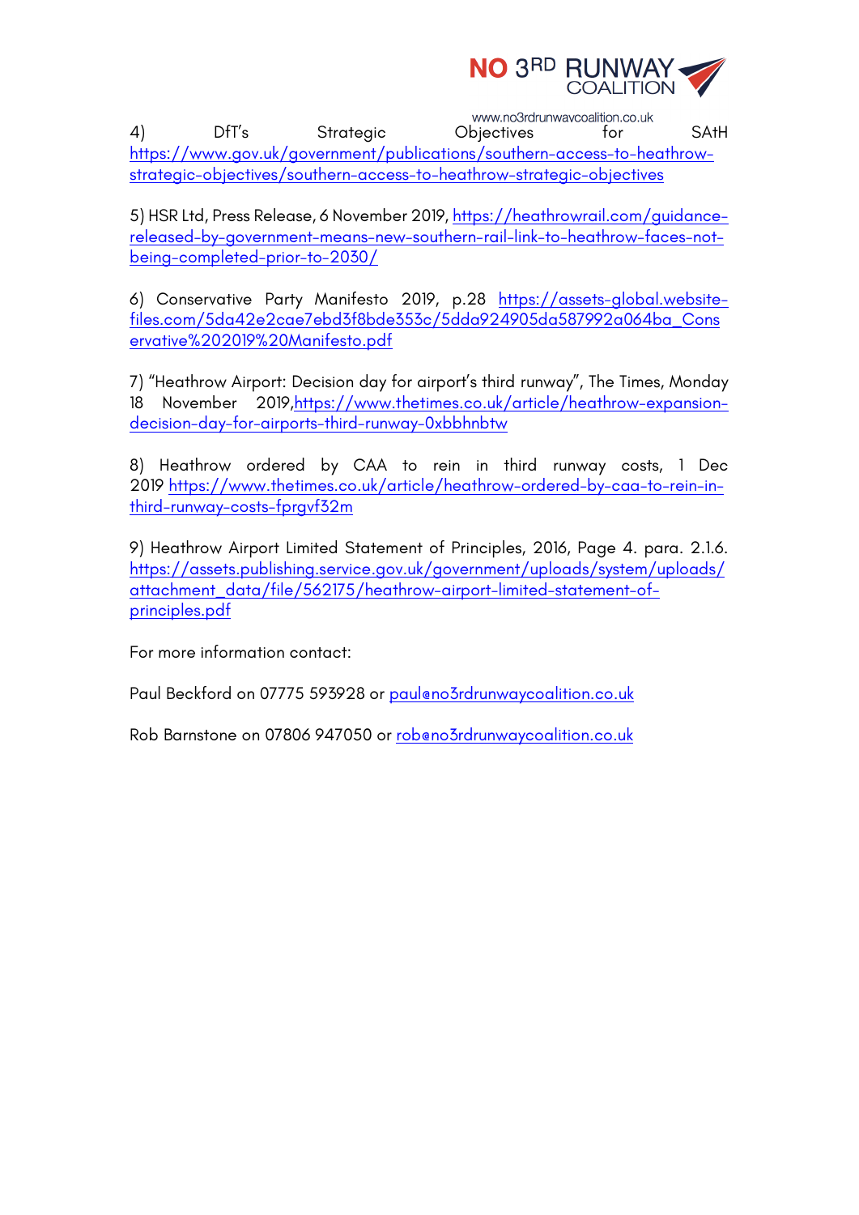4) DfT's Strategic Objectives for SAtH https://www.gov.uk/government/publications/southern-access-to-heathrow-strategic-objectives/southern-access-to-heathrow-strategic-objectives

5) HSR Ltd, Press Release, 6 November 2019, https://heathrowrail.com/guidance-released-by-government-means-new-southern-rail-link-to-heathrow-faces-not-being-completed-prior-to-2030/

6) Conservative Party Manifesto 2019, p.28 https://assets-global.website-files.com/5da42e2cae7ebd3f8bde353c/5dda924905da587992a064ba_Conservative%202019%20Manifesto.pdf

7) "Heathrow Airport: Decision day for airport's third runway", The Times, Monday 18 November 2019,https://www.thetimes.co.uk/article/heathrow-expansion-decision-day-for-airports-third-runway-0xbbhnbtw

8) Heathrow ordered by CAA to rein in third runway costs, 1 Dec 2019 https://www.thetimes.co.uk/article/heathrow-ordered-by-caa-to-rein-in-third-runway-costs-fprgvf32m

9) Heathrow Airport Limited Statement of Principles, 2016, Page 4. para. 2.1.6. https://assets.publishing.service.gov.uk/government/uploads/system/uploads/attachment_data/file/562175/heathrow-airport-limited-statement-of-principles.pdf

For more information contact:

Paul Beckford on 07775 593928 or paul@no3rdrunwaycoalition.co.uk

Rob Barnstone on 07806 947050 or rob@no3rdrunwaycoalition.co.uk